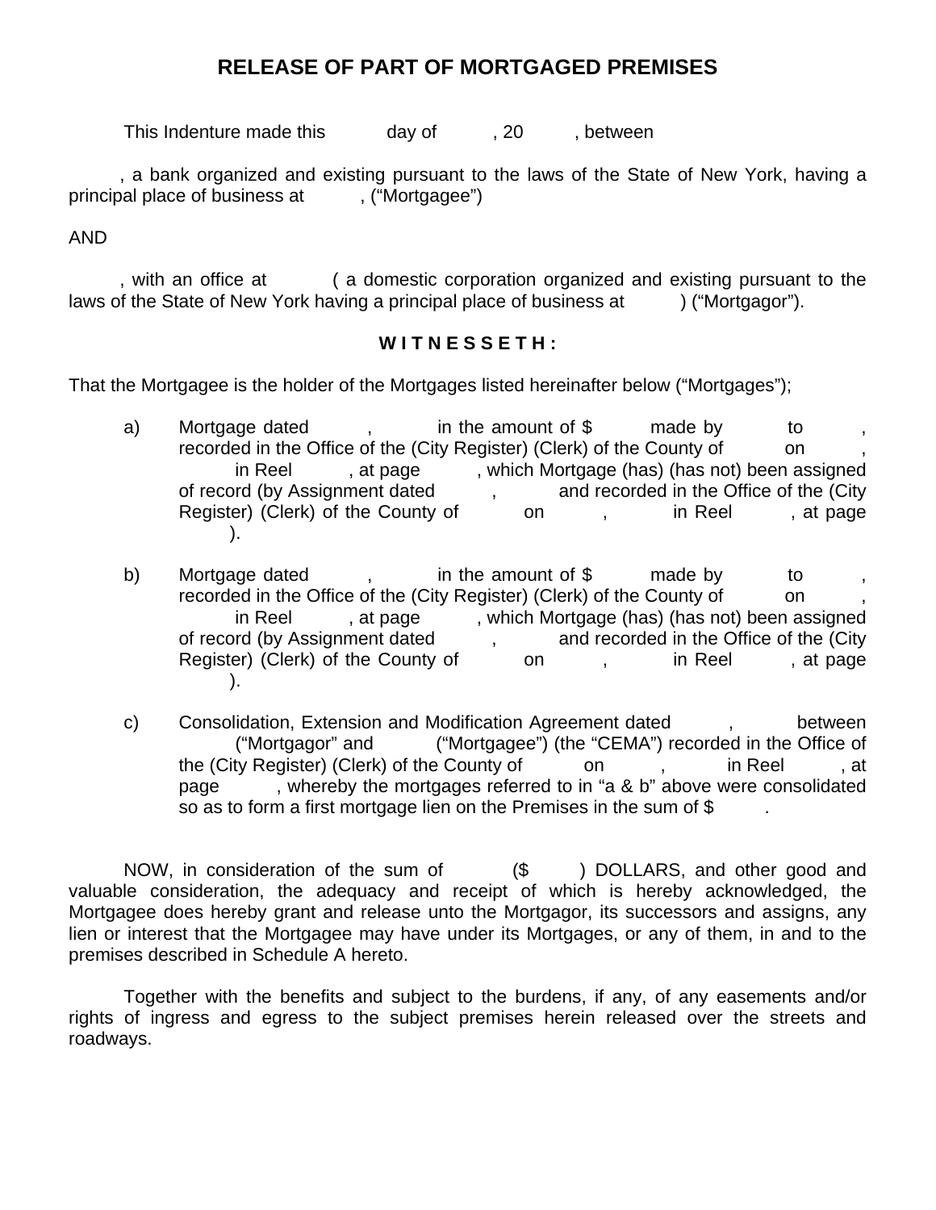# RELEASE OF PART OF MORTGAGED PREMISES

This Indenture made this day of , 20 , between

, a bank organized and existing pursuant to the laws of the State of New York, having a principal place of business at , ("Mortgagee")

AND

, with an office at ( a domestic corporation organized and existing pursuant to the laws of the State of New York having a principal place of business at ) ("Mortgagor").

**W I T N E S S E T H :**

That the Mortgagee is the holder of the Mortgages listed hereinafter below ("Mortgages");

a) Mortgage dated , in the amount of $ made by to , recorded in the Office of the (City Register) (Clerk) of the County of on , in Reel , at page , which Mortgage (has) (has not) been assigned of record (by Assignment dated , and recorded in the Office of the (City Register) (Clerk) of the County of on , in Reel , at page ).

b) Mortgage dated , in the amount of $ made by to , recorded in the Office of the (City Register) (Clerk) of the County of on , in Reel , at page , which Mortgage (has) (has not) been assigned of record (by Assignment dated , and recorded in the Office of the (City Register) (Clerk) of the County of on , in Reel , at page ).

c) Consolidation, Extension and Modification Agreement dated , between ("Mortgagor" and ("Mortgagee") (the "CEMA") recorded in the Office of the (City Register) (Clerk) of the County of on , in Reel , at page , whereby the mortgages referred to in "a & b" above were consolidated so as to form a first mortgage lien on the Premises in the sum of $ .

NOW, in consideration of the sum of ($ ) DOLLARS, and other good and valuable consideration, the adequacy and receipt of which is hereby acknowledged, the Mortgagee does hereby grant and release unto the Mortgagor, its successors and assigns, any lien or interest that the Mortgagee may have under its Mortgages, or any of them, in and to the premises described in Schedule A hereto.

Together with the benefits and subject to the burdens, if any, of any easements and/or rights of ingress and egress to the subject premises herein released over the streets and roadways.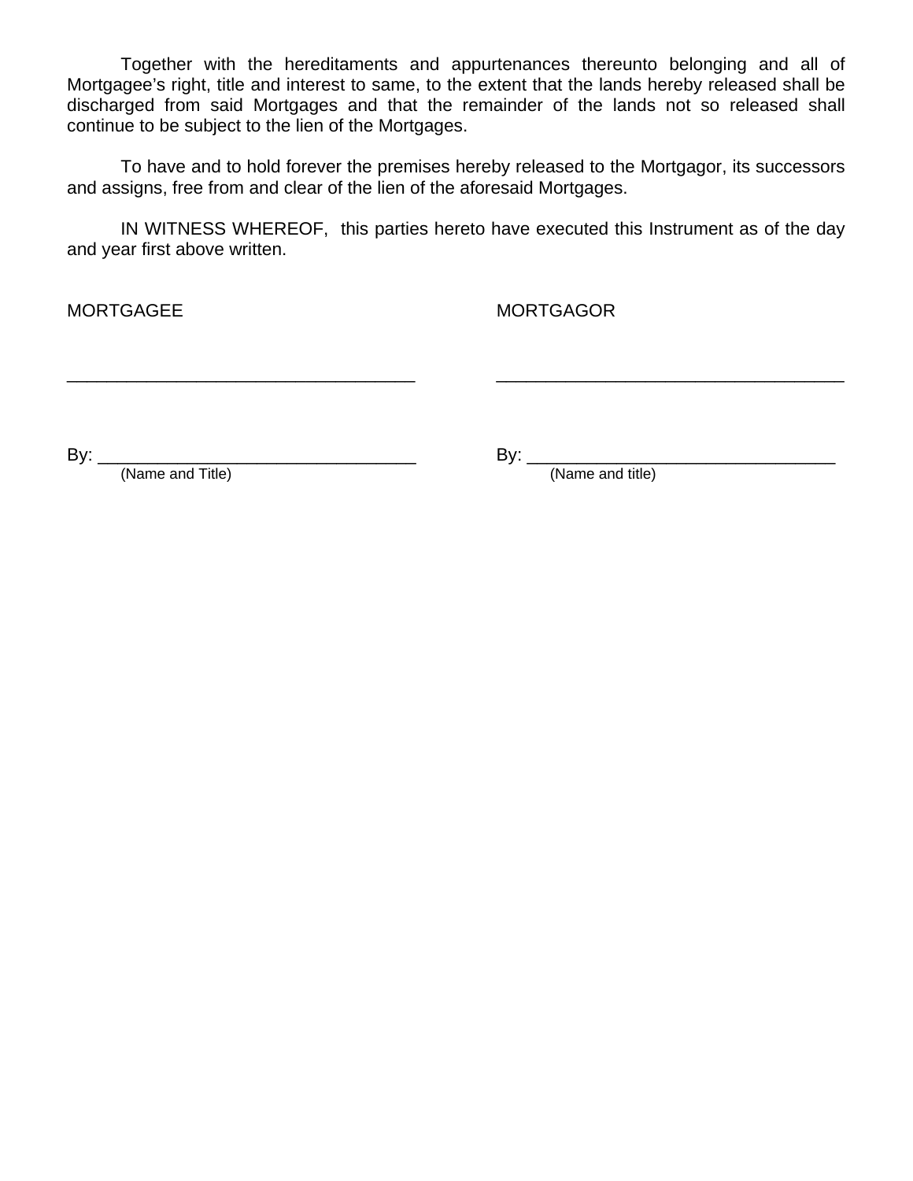Together with the hereditaments and appurtenances thereunto belonging and all of Mortgagee's right, title and interest to same, to the extent that the lands hereby released shall be discharged from said Mortgages and that the remainder of the lands not so released shall continue to be subject to the lien of the Mortgages.

To have and to hold forever the premises hereby released to the Mortgagor, its successors and assigns, free from and clear of the lien of the aforesaid Mortgages.

IN WITNESS WHEREOF, this parties hereto have executed this Instrument as of the day and year first above written.

MORTGAGEE

___________________________________

By: _______________________________
(Name and Title)

MORTGAGOR

___________________________________

By: _______________________________
(Name and title)